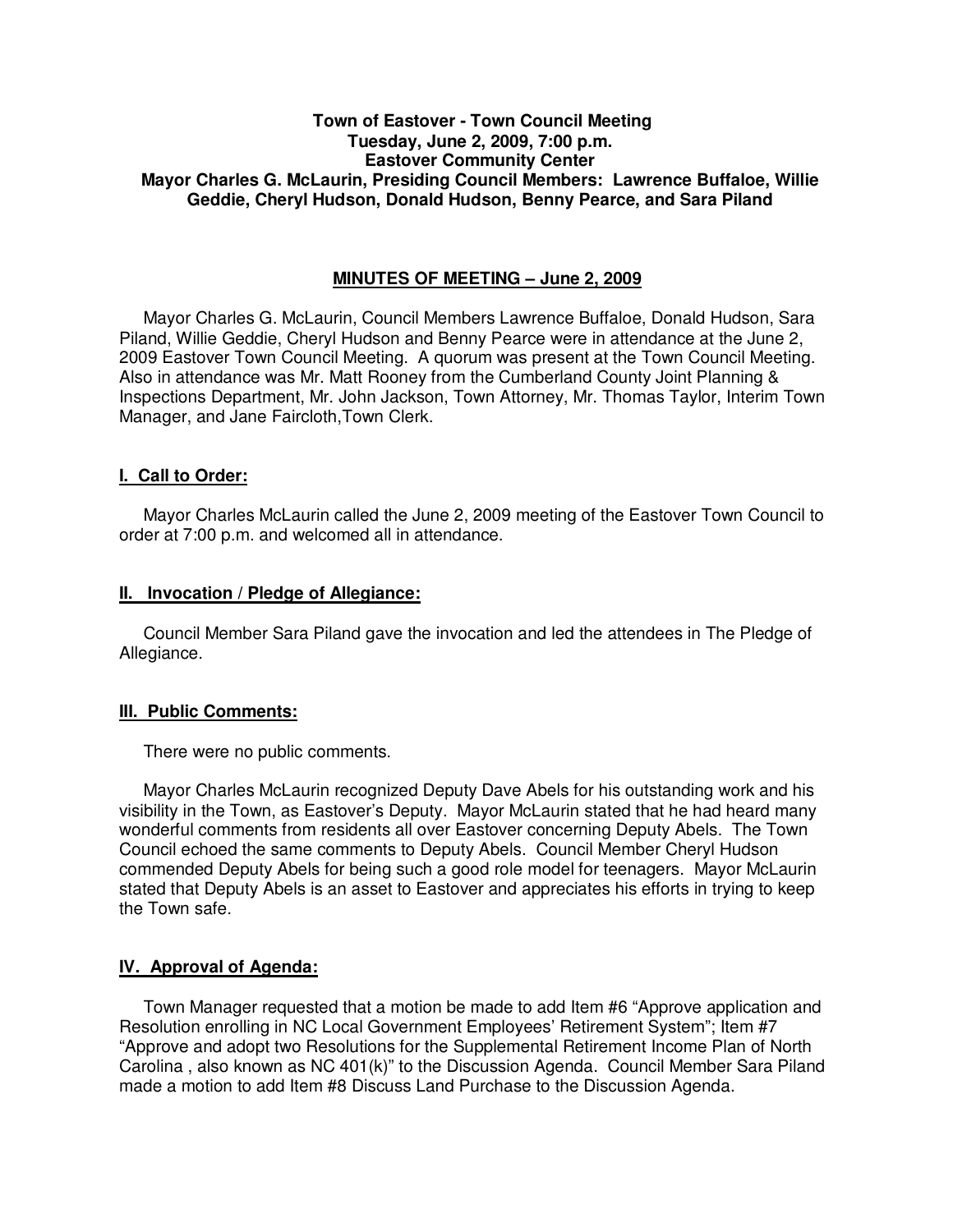**Town of Eastover - Town Council Meeting**
**Tuesday, June 2, 2009, 7:00 p.m.**
**Eastover Community Center**
**Mayor Charles G. McLaurin, Presiding Council Members: Lawrence Buffaloe, Willie Geddie, Cheryl Hudson, Donald Hudson, Benny Pearce, and Sara Piland**

## MINUTES OF MEETING – June 2, 2009

Mayor Charles G. McLaurin, Council Members Lawrence Buffaloe, Donald Hudson, Sara Piland, Willie Geddie, Cheryl Hudson and Benny Pearce were in attendance at the June 2, 2009 Eastover Town Council Meeting. A quorum was present at the Town Council Meeting. Also in attendance was Mr. Matt Rooney from the Cumberland County Joint Planning & Inspections Department, Mr. John Jackson, Town Attorney, Mr. Thomas Taylor, Interim Town Manager, and Jane Faircloth,Town Clerk.

### I. Call to Order:

Mayor Charles McLaurin called the June 2, 2009 meeting of the Eastover Town Council to order at 7:00 p.m. and welcomed all in attendance.

### II. Invocation / Pledge of Allegiance:

Council Member Sara Piland gave the invocation and led the attendees in The Pledge of Allegiance.

### III. Public Comments:

There were no public comments.

Mayor Charles McLaurin recognized Deputy Dave Abels for his outstanding work and his visibility in the Town, as Eastover's Deputy. Mayor McLaurin stated that he had heard many wonderful comments from residents all over Eastover concerning Deputy Abels. The Town Council echoed the same comments to Deputy Abels. Council Member Cheryl Hudson commended Deputy Abels for being such a good role model for teenagers. Mayor McLaurin stated that Deputy Abels is an asset to Eastover and appreciates his efforts in trying to keep the Town safe.

### IV. Approval of Agenda:

Town Manager requested that a motion be made to add Item #6 "Approve application and Resolution enrolling in NC Local Government Employees' Retirement System"; Item #7 "Approve and adopt two Resolutions for the Supplemental Retirement Income Plan of North Carolina , also known as NC 401(k)" to the Discussion Agenda. Council Member Sara Piland made a motion to add Item #8 Discuss Land Purchase to the Discussion Agenda.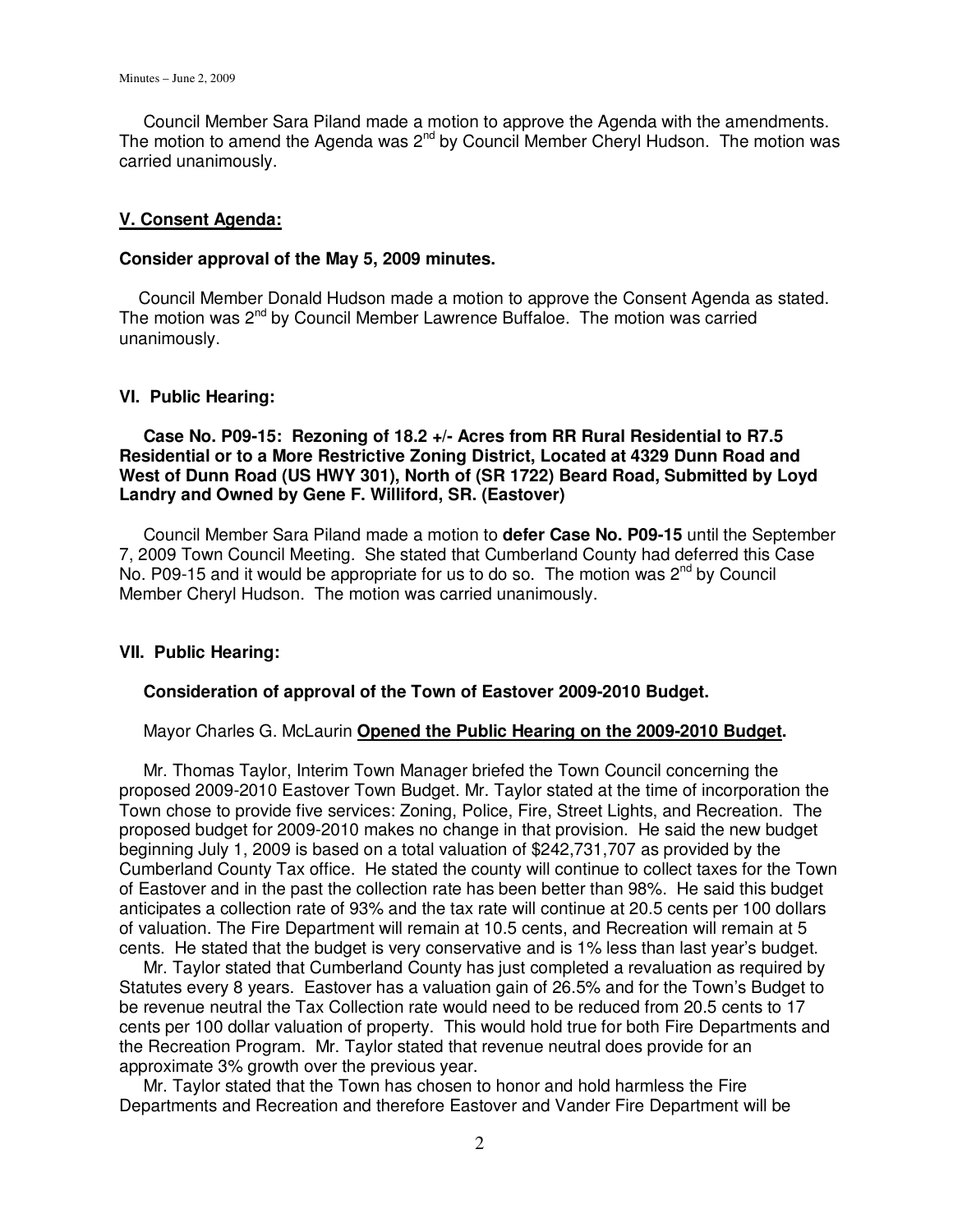Council Member Sara Piland made a motion to approve the Agenda with the amendments. The motion to amend the Agenda was 2nd by Council Member Cheryl Hudson. The motion was carried unanimously.

## V. Consent Agenda:

**Consider approval of the May 5, 2009 minutes.**

Council Member Donald Hudson made a motion to approve the Consent Agenda as stated. The motion was 2nd by Council Member Lawrence Buffaloe. The motion was carried unanimously.

### VI. Public Hearing:

**Case No. P09-15: Rezoning of 18.2 +/- Acres from RR Rural Residential to R7.5 Residential or to a More Restrictive Zoning District, Located at 4329 Dunn Road and West of Dunn Road (US HWY 301), North of (SR 1722) Beard Road, Submitted by Loyd Landry and Owned by Gene F. Williford, SR. (Eastover)**

Council Member Sara Piland made a motion to **defer Case No. P09-15** until the September 7, 2009 Town Council Meeting. She stated that Cumberland County had deferred this Case No. P09-15 and it would be appropriate for us to do so. The motion was 2nd by Council Member Cheryl Hudson. The motion was carried unanimously.

### VII. Public Hearing:

**Consideration of approval of the Town of Eastover 2009-2010 Budget.**

Mayor Charles G. McLaurin **Opened the Public Hearing on the 2009-2010 Budget.**

Mr. Thomas Taylor, Interim Town Manager briefed the Town Council concerning the proposed 2009-2010 Eastover Town Budget. Mr. Taylor stated at the time of incorporation the Town chose to provide five services: Zoning, Police, Fire, Street Lights, and Recreation. The proposed budget for 2009-2010 makes no change in that provision. He said the new budget beginning July 1, 2009 is based on a total valuation of $242,731,707 as provided by the Cumberland County Tax office. He stated the county will continue to collect taxes for the Town of Eastover and in the past the collection rate has been better than 98%. He said this budget anticipates a collection rate of 93% and the tax rate will continue at 20.5 cents per 100 dollars of valuation. The Fire Department will remain at 10.5 cents, and Recreation will remain at 5 cents. He stated that the budget is very conservative and is 1% less than last year's budget.

Mr. Taylor stated that Cumberland County has just completed a revaluation as required by Statutes every 8 years. Eastover has a valuation gain of 26.5% and for the Town's Budget to be revenue neutral the Tax Collection rate would need to be reduced from 20.5 cents to 17 cents per 100 dollar valuation of property. This would hold true for both Fire Departments and the Recreation Program. Mr. Taylor stated that revenue neutral does provide for an approximate 3% growth over the previous year.

Mr. Taylor stated that the Town has chosen to honor and hold harmless the Fire Departments and Recreation and therefore Eastover and Vander Fire Department will be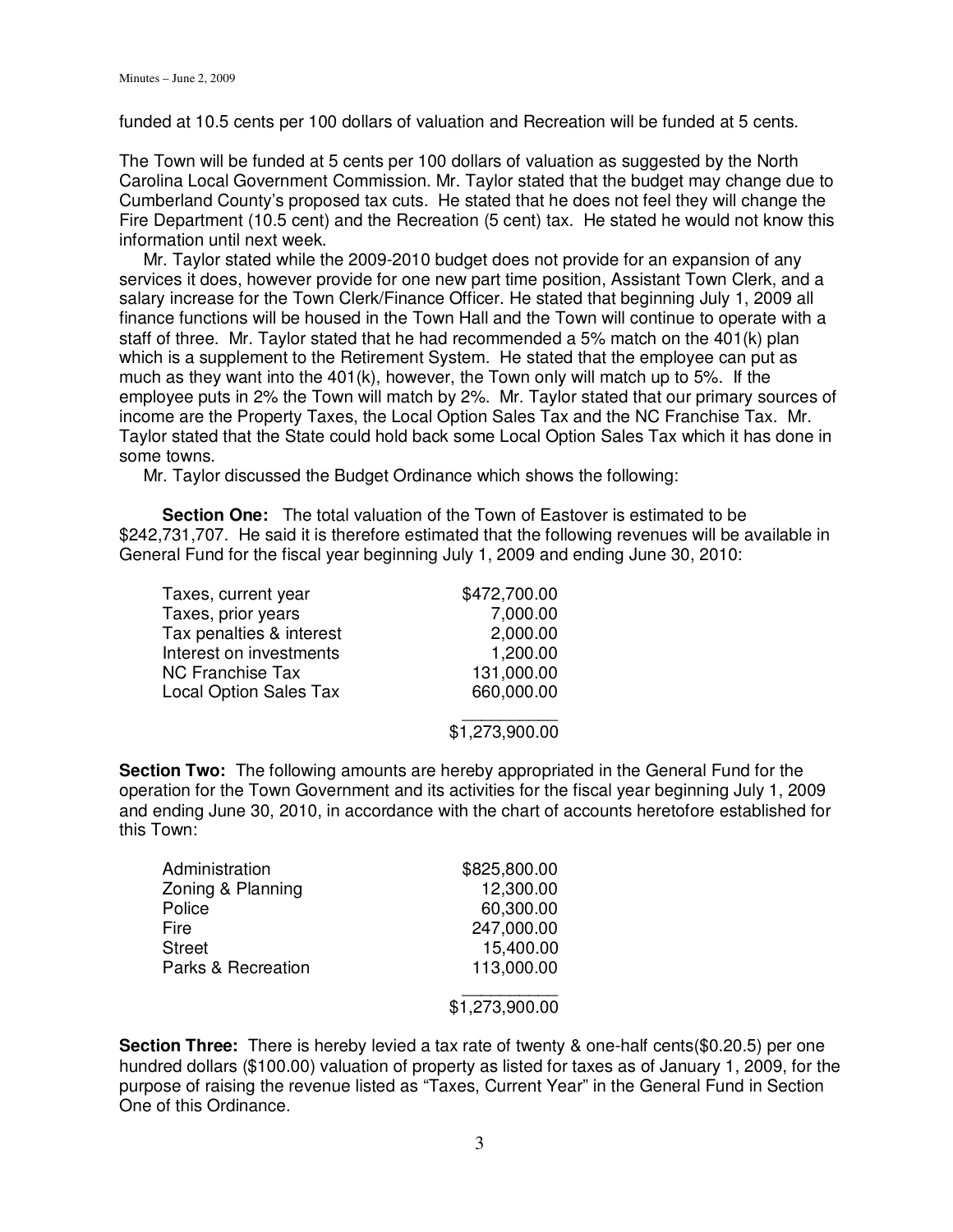funded at 10.5 cents per 100 dollars of valuation and Recreation will be funded at 5 cents.

The Town will be funded at 5 cents per 100 dollars of valuation as suggested by the North Carolina Local Government Commission. Mr. Taylor stated that the budget may change due to Cumberland County's proposed tax cuts. He stated that he does not feel they will change the Fire Department (10.5 cent) and the Recreation (5 cent) tax. He stated he would not know this information until next week.

Mr. Taylor stated while the 2009-2010 budget does not provide for an expansion of any services it does, however provide for one new part time position, Assistant Town Clerk, and a salary increase for the Town Clerk/Finance Officer. He stated that beginning July 1, 2009 all finance functions will be housed in the Town Hall and the Town will continue to operate with a staff of three. Mr. Taylor stated that he had recommended a 5% match on the 401(k) plan which is a supplement to the Retirement System. He stated that the employee can put as much as they want into the 401(k), however, the Town only will match up to 5%. If the employee puts in 2% the Town will match by 2%. Mr. Taylor stated that our primary sources of income are the Property Taxes, the Local Option Sales Tax and the NC Franchise Tax. Mr. Taylor stated that the State could hold back some Local Option Sales Tax which it has done in some towns.

Mr. Taylor discussed the Budget Ordinance which shows the following:

**Section One:** The total valuation of the Town of Eastover is estimated to be $242,731,707. He said it is therefore estimated that the following revenues will be available in General Fund for the fiscal year beginning July 1, 2009 and ending June 30, 2010:

| | |
|---|---:|
| Taxes, current year | $472,700.00 |
| Taxes, prior years | 7,000.00 |
| Tax penalties & interest | 2,000.00 |
| Interest on investments | 1,200.00 |
| NC Franchise Tax | 131,000.00 |
| Local Option Sales Tax | 660,000.00 |
| | $1,273,900.00 |

**Section Two:** The following amounts are hereby appropriated in the General Fund for the operation for the Town Government and its activities for the fiscal year beginning July 1, 2009 and ending June 30, 2010, in accordance with the chart of accounts heretofore established for this Town:

| | |
|---|---:|
| Administration | $825,800.00 |
| Zoning & Planning | 12,300.00 |
| Police | 60,300.00 |
| Fire | 247,000.00 |
| Street | 15,400.00 |
| Parks & Recreation | 113,000.00 |
| | $1,273,900.00 |

**Section Three:** There is hereby levied a tax rate of twenty & one-half cents($0.20.5) per one hundred dollars ($100.00) valuation of property as listed for taxes as of January 1, 2009, for the purpose of raising the revenue listed as "Taxes, Current Year" in the General Fund in Section One of this Ordinance.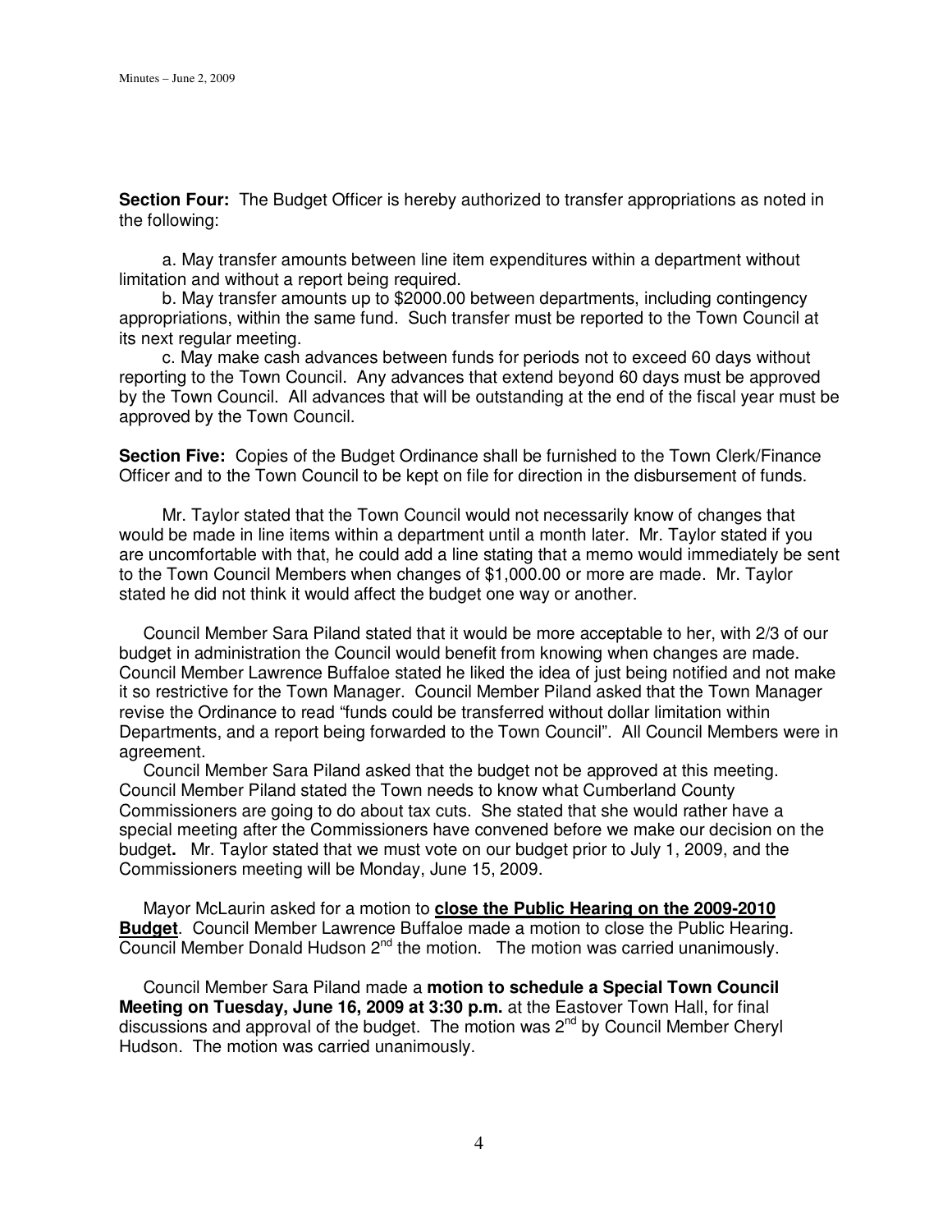**Section Four:** The Budget Officer is hereby authorized to transfer appropriations as noted in the following:

a. May transfer amounts between line item expenditures within a department without limitation and without a report being required.

b. May transfer amounts up to $2000.00 between departments, including contingency appropriations, within the same fund. Such transfer must be reported to the Town Council at its next regular meeting.

c. May make cash advances between funds for periods not to exceed 60 days without reporting to the Town Council. Any advances that extend beyond 60 days must be approved by the Town Council. All advances that will be outstanding at the end of the fiscal year must be approved by the Town Council.

**Section Five:** Copies of the Budget Ordinance shall be furnished to the Town Clerk/Finance Officer and to the Town Council to be kept on file for direction in the disbursement of funds.

Mr. Taylor stated that the Town Council would not necessarily know of changes that would be made in line items within a department until a month later. Mr. Taylor stated if you are uncomfortable with that, he could add a line stating that a memo would immediately be sent to the Town Council Members when changes of $1,000.00 or more are made. Mr. Taylor stated he did not think it would affect the budget one way or another.

Council Member Sara Piland stated that it would be more acceptable to her, with 2/3 of our budget in administration the Council would benefit from knowing when changes are made. Council Member Lawrence Buffaloe stated he liked the idea of just being notified and not make it so restrictive for the Town Manager. Council Member Piland asked that the Town Manager revise the Ordinance to read "funds could be transferred without dollar limitation within Departments, and a report being forwarded to the Town Council". All Council Members were in agreement.

Council Member Sara Piland asked that the budget not be approved at this meeting. Council Member Piland stated the Town needs to know what Cumberland County Commissioners are going to do about tax cuts. She stated that she would rather have a special meeting after the Commissioners have convened before we make our decision on the budget**.** Mr. Taylor stated that we must vote on our budget prior to July 1, 2009, and the Commissioners meeting will be Monday, June 15, 2009.

Mayor McLaurin asked for a motion to **close the Public Hearing on the 2009-2010 Budget**. Council Member Lawrence Buffaloe made a motion to close the Public Hearing. Council Member Donald Hudson 2nd the motion. The motion was carried unanimously.

Council Member Sara Piland made a **motion to schedule a Special Town Council Meeting on Tuesday, June 16, 2009 at 3:30 p.m.** at the Eastover Town Hall, for final discussions and approval of the budget. The motion was 2nd by Council Member Cheryl Hudson. The motion was carried unanimously.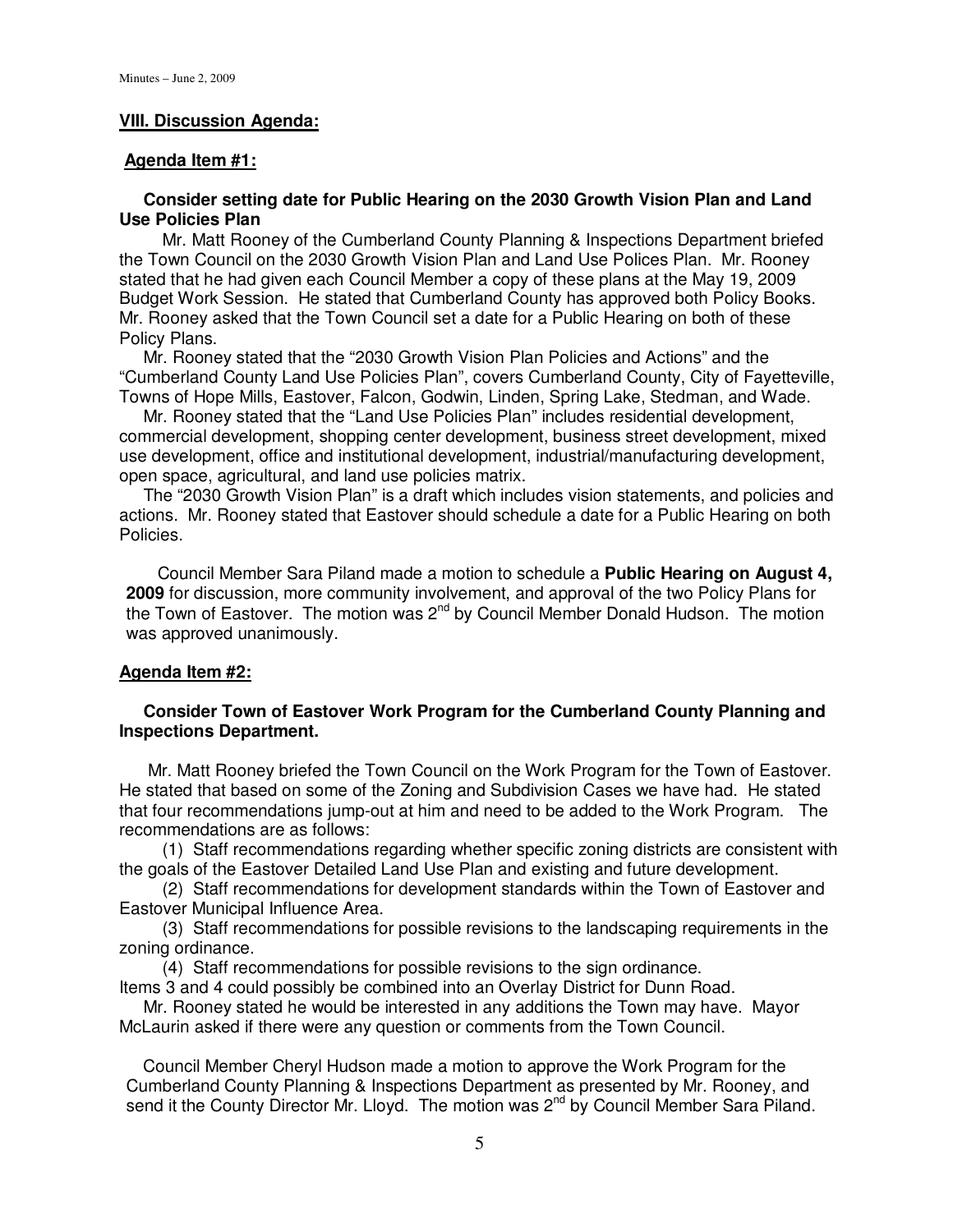## VIII. Discussion Agenda:

### Agenda Item #1:

**Consider setting date for Public Hearing on the 2030 Growth Vision Plan and Land Use Policies Plan**

Mr. Matt Rooney of the Cumberland County Planning & Inspections Department briefed the Town Council on the 2030 Growth Vision Plan and Land Use Polices Plan. Mr. Rooney stated that he had given each Council Member a copy of these plans at the May 19, 2009 Budget Work Session. He stated that Cumberland County has approved both Policy Books. Mr. Rooney asked that the Town Council set a date for a Public Hearing on both of these Policy Plans.

Mr. Rooney stated that the "2030 Growth Vision Plan Policies and Actions" and the "Cumberland County Land Use Policies Plan", covers Cumberland County, City of Fayetteville, Towns of Hope Mills, Eastover, Falcon, Godwin, Linden, Spring Lake, Stedman, and Wade.

Mr. Rooney stated that the "Land Use Policies Plan" includes residential development, commercial development, shopping center development, business street development, mixed use development, office and institutional development, industrial/manufacturing development, open space, agricultural, and land use policies matrix.

The "2030 Growth Vision Plan" is a draft which includes vision statements, and policies and actions. Mr. Rooney stated that Eastover should schedule a date for a Public Hearing on both Policies.

Council Member Sara Piland made a motion to schedule a **Public Hearing on August 4, 2009** for discussion, more community involvement, and approval of the two Policy Plans for the Town of Eastover. The motion was 2nd by Council Member Donald Hudson. The motion was approved unanimously.

### Agenda Item #2:

**Consider Town of Eastover Work Program for the Cumberland County Planning and Inspections Department.**

Mr. Matt Rooney briefed the Town Council on the Work Program for the Town of Eastover. He stated that based on some of the Zoning and Subdivision Cases we have had. He stated that four recommendations jump-out at him and need to be added to the Work Program. The recommendations are as follows:

(1) Staff recommendations regarding whether specific zoning districts are consistent with the goals of the Eastover Detailed Land Use Plan and existing and future development.

(2) Staff recommendations for development standards within the Town of Eastover and Eastover Municipal Influence Area.

(3) Staff recommendations for possible revisions to the landscaping requirements in the zoning ordinance.

(4) Staff recommendations for possible revisions to the sign ordinance.

Items 3 and 4 could possibly be combined into an Overlay District for Dunn Road.

Mr. Rooney stated he would be interested in any additions the Town may have. Mayor McLaurin asked if there were any question or comments from the Town Council.

Council Member Cheryl Hudson made a motion to approve the Work Program for the Cumberland County Planning & Inspections Department as presented by Mr. Rooney, and send it the County Director Mr. Lloyd. The motion was 2nd by Council Member Sara Piland.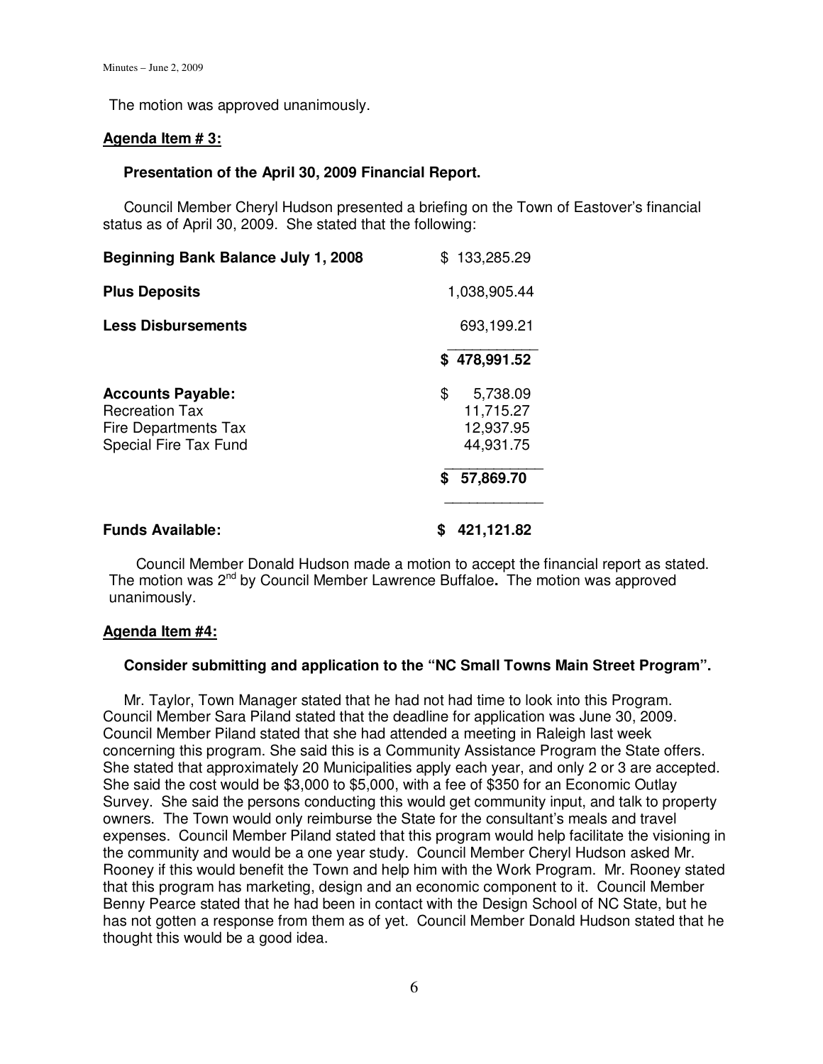The motion was approved unanimously.

**Agenda Item # 3:**

**Presentation of the April 30, 2009 Financial Report.**

Council Member Cheryl Hudson presented a briefing on the Town of Eastover's financial status as of April 30, 2009. She stated that the following:

| | |
|---|---|
| **Beginning Bank Balance July 1, 2008** | $ 133,285.29 |
| **Plus Deposits** | 1,038,905.44 |
| **Less Disbursements** | 693,199.21 |
| | **$ 478,991.52** |
| **Accounts Payable:** | $ 5,738.09 |
| Recreation Tax | 11,715.27 |
| Fire Departments Tax | 12,937.95 |
| Special Fire Tax Fund | 44,931.75 |
| | **$ 57,869.70** |
| **Funds Available:** | **$ 421,121.82** |

Council Member Donald Hudson made a motion to accept the financial report as stated. The motion was 2nd by Council Member Lawrence Buffaloe**.** The motion was approved unanimously.

**Agenda Item #4:**

**Consider submitting and application to the "NC Small Towns Main Street Program".**

Mr. Taylor, Town Manager stated that he had not had time to look into this Program. Council Member Sara Piland stated that the deadline for application was June 30, 2009. Council Member Piland stated that she had attended a meeting in Raleigh last week concerning this program. She said this is a Community Assistance Program the State offers. She stated that approximately 20 Municipalities apply each year, and only 2 or 3 are accepted. She said the cost would be $3,000 to $5,000, with a fee of $350 for an Economic Outlay Survey. She said the persons conducting this would get community input, and talk to property owners. The Town would only reimburse the State for the consultant's meals and travel expenses. Council Member Piland stated that this program would help facilitate the visioning in the community and would be a one year study. Council Member Cheryl Hudson asked Mr. Rooney if this would benefit the Town and help him with the Work Program. Mr. Rooney stated that this program has marketing, design and an economic component to it. Council Member Benny Pearce stated that he had been in contact with the Design School of NC State, but he has not gotten a response from them as of yet. Council Member Donald Hudson stated that he thought this would be a good idea.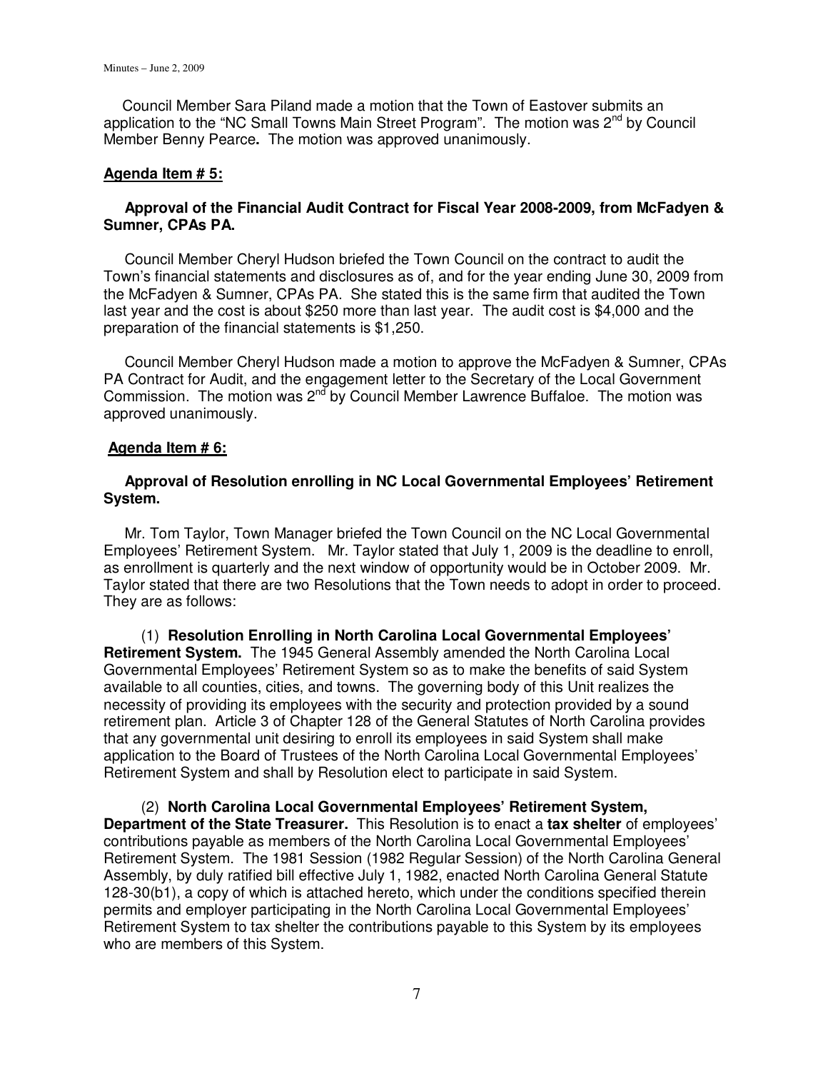Council Member Sara Piland made a motion that the Town of Eastover submits an application to the "NC Small Towns Main Street Program". The motion was 2nd by Council Member Benny Pearce**.** The motion was approved unanimously.

**Agenda Item # 5:**

**Approval of the Financial Audit Contract for Fiscal Year 2008-2009, from McFadyen & Sumner, CPAs PA.**

Council Member Cheryl Hudson briefed the Town Council on the contract to audit the Town's financial statements and disclosures as of, and for the year ending June 30, 2009 from the McFadyen & Sumner, CPAs PA. She stated this is the same firm that audited the Town last year and the cost is about $250 more than last year. The audit cost is $4,000 and the preparation of the financial statements is $1,250.

Council Member Cheryl Hudson made a motion to approve the McFadyen & Sumner, CPAs PA Contract for Audit, and the engagement letter to the Secretary of the Local Government Commission. The motion was 2nd by Council Member Lawrence Buffaloe. The motion was approved unanimously.

**Agenda Item # 6:**

**Approval of Resolution enrolling in NC Local Governmental Employees' Retirement System.**

Mr. Tom Taylor, Town Manager briefed the Town Council on the NC Local Governmental Employees' Retirement System. Mr. Taylor stated that July 1, 2009 is the deadline to enroll, as enrollment is quarterly and the next window of opportunity would be in October 2009. Mr. Taylor stated that there are two Resolutions that the Town needs to adopt in order to proceed. They are as follows:

(1) **Resolution Enrolling in North Carolina Local Governmental Employees' Retirement System.** The 1945 General Assembly amended the North Carolina Local Governmental Employees' Retirement System so as to make the benefits of said System available to all counties, cities, and towns. The governing body of this Unit realizes the necessity of providing its employees with the security and protection provided by a sound retirement plan. Article 3 of Chapter 128 of the General Statutes of North Carolina provides that any governmental unit desiring to enroll its employees in said System shall make application to the Board of Trustees of the North Carolina Local Governmental Employees' Retirement System and shall by Resolution elect to participate in said System.

(2) **North Carolina Local Governmental Employees' Retirement System, Department of the State Treasurer.** This Resolution is to enact a **tax shelter** of employees' contributions payable as members of the North Carolina Local Governmental Employees' Retirement System. The 1981 Session (1982 Regular Session) of the North Carolina General Assembly, by duly ratified bill effective July 1, 1982, enacted North Carolina General Statute 128-30(b1), a copy of which is attached hereto, which under the conditions specified therein permits and employer participating in the North Carolina Local Governmental Employees' Retirement System to tax shelter the contributions payable to this System by its employees who are members of this System.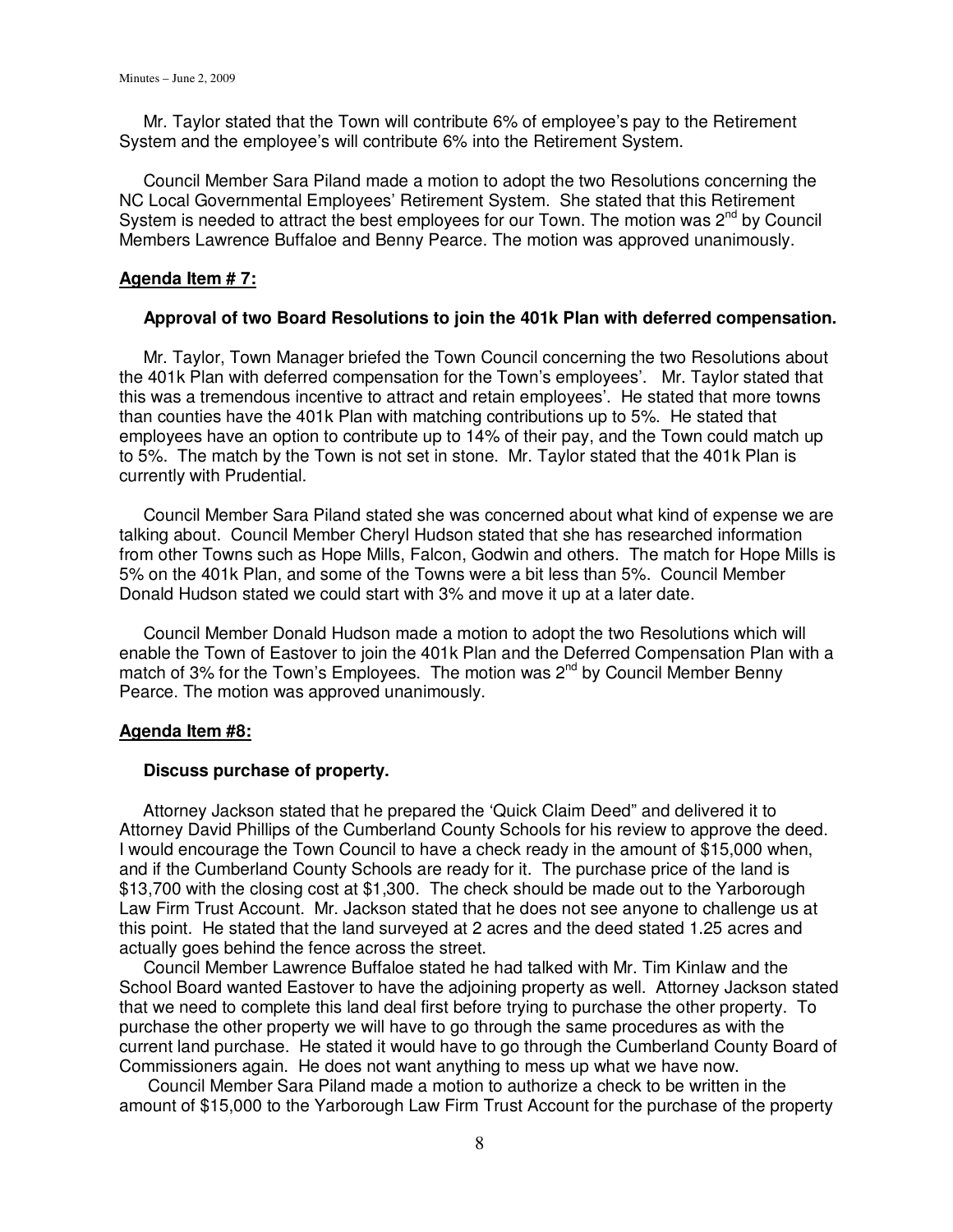Mr. Taylor stated that the Town will contribute 6% of employee's pay to the Retirement System and the employee's will contribute 6% into the Retirement System.

Council Member Sara Piland made a motion to adopt the two Resolutions concerning the NC Local Governmental Employees' Retirement System. She stated that this Retirement System is needed to attract the best employees for our Town. The motion was 2nd by Council Members Lawrence Buffaloe and Benny Pearce. The motion was approved unanimously.

**Agenda Item # 7:**

**Approval of two Board Resolutions to join the 401k Plan with deferred compensation.**

Mr. Taylor, Town Manager briefed the Town Council concerning the two Resolutions about the 401k Plan with deferred compensation for the Town's employees'. Mr. Taylor stated that this was a tremendous incentive to attract and retain employees'. He stated that more towns than counties have the 401k Plan with matching contributions up to 5%. He stated that employees have an option to contribute up to 14% of their pay, and the Town could match up to 5%. The match by the Town is not set in stone. Mr. Taylor stated that the 401k Plan is currently with Prudential.

Council Member Sara Piland stated she was concerned about what kind of expense we are talking about. Council Member Cheryl Hudson stated that she has researched information from other Towns such as Hope Mills, Falcon, Godwin and others. The match for Hope Mills is 5% on the 401k Plan, and some of the Towns were a bit less than 5%. Council Member Donald Hudson stated we could start with 3% and move it up at a later date.

Council Member Donald Hudson made a motion to adopt the two Resolutions which will enable the Town of Eastover to join the 401k Plan and the Deferred Compensation Plan with a match of 3% for the Town's Employees. The motion was 2nd by Council Member Benny Pearce. The motion was approved unanimously.

**Agenda Item #8:**

**Discuss purchase of property.**

Attorney Jackson stated that he prepared the 'Quick Claim Deed" and delivered it to Attorney David Phillips of the Cumberland County Schools for his review to approve the deed. I would encourage the Town Council to have a check ready in the amount of $15,000 when, and if the Cumberland County Schools are ready for it. The purchase price of the land is $13,700 with the closing cost at $1,300. The check should be made out to the Yarborough Law Firm Trust Account. Mr. Jackson stated that he does not see anyone to challenge us at this point. He stated that the land surveyed at 2 acres and the deed stated 1.25 acres and actually goes behind the fence across the street.

Council Member Lawrence Buffaloe stated he had talked with Mr. Tim Kinlaw and the School Board wanted Eastover to have the adjoining property as well. Attorney Jackson stated that we need to complete this land deal first before trying to purchase the other property. To purchase the other property we will have to go through the same procedures as with the current land purchase. He stated it would have to go through the Cumberland County Board of Commissioners again. He does not want anything to mess up what we have now.

Council Member Sara Piland made a motion to authorize a check to be written in the amount of $15,000 to the Yarborough Law Firm Trust Account for the purchase of the property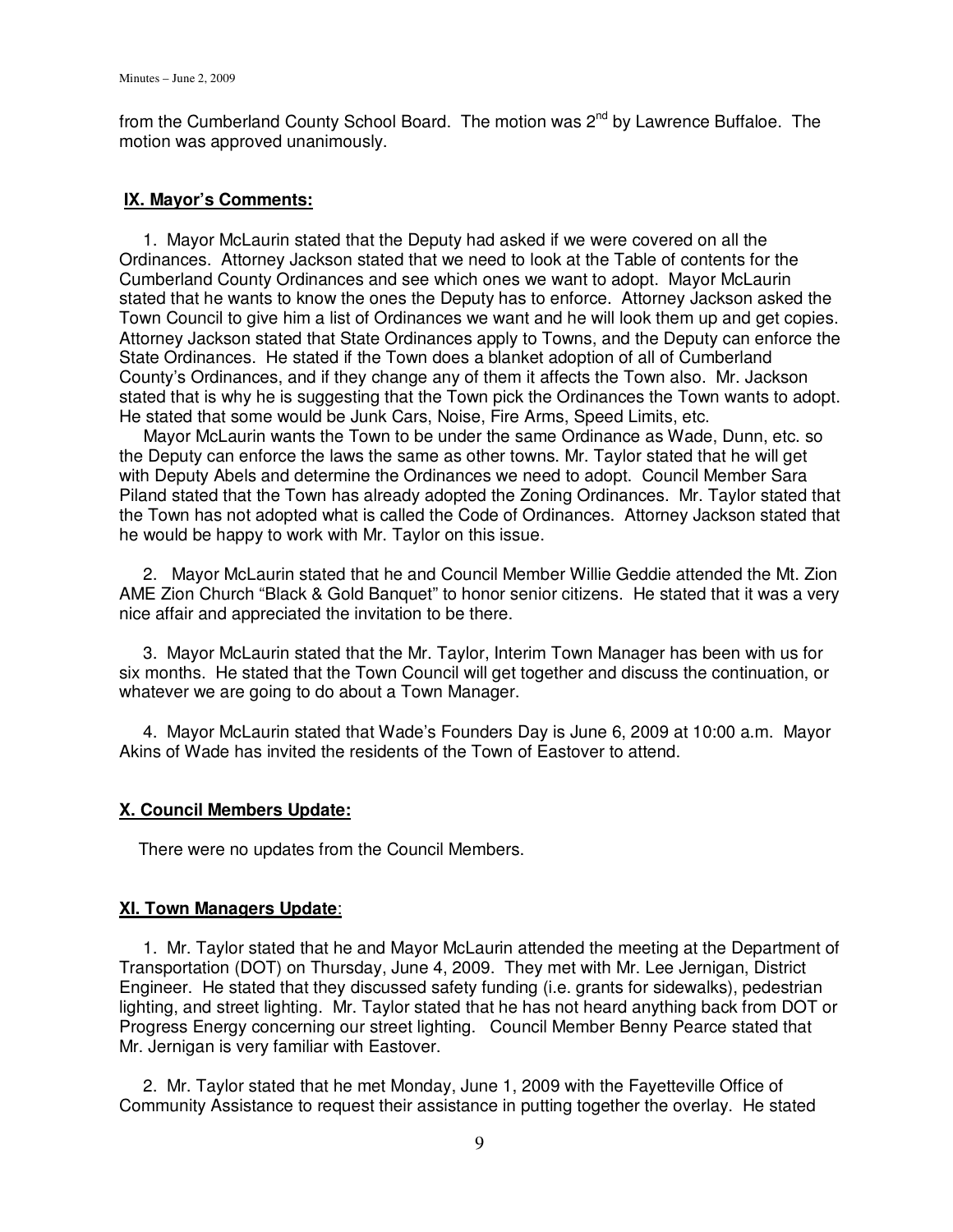from the Cumberland County School Board. The motion was 2nd by Lawrence Buffaloe. The motion was approved unanimously.

## IX. Mayor's Comments:

1. Mayor McLaurin stated that the Deputy had asked if we were covered on all the Ordinances. Attorney Jackson stated that we need to look at the Table of contents for the Cumberland County Ordinances and see which ones we want to adopt. Mayor McLaurin stated that he wants to know the ones the Deputy has to enforce. Attorney Jackson asked the Town Council to give him a list of Ordinances we want and he will look them up and get copies. Attorney Jackson stated that State Ordinances apply to Towns, and the Deputy can enforce the State Ordinances. He stated if the Town does a blanket adoption of all of Cumberland County's Ordinances, and if they change any of them it affects the Town also. Mr. Jackson stated that is why he is suggesting that the Town pick the Ordinances the Town wants to adopt. He stated that some would be Junk Cars, Noise, Fire Arms, Speed Limits, etc.

   Mayor McLaurin wants the Town to be under the same Ordinance as Wade, Dunn, etc. so the Deputy can enforce the laws the same as other towns. Mr. Taylor stated that he will get with Deputy Abels and determine the Ordinances we need to adopt. Council Member Sara Piland stated that the Town has already adopted the Zoning Ordinances. Mr. Taylor stated that the Town has not adopted what is called the Code of Ordinances. Attorney Jackson stated that he would be happy to work with Mr. Taylor on this issue.

2. Mayor McLaurin stated that he and Council Member Willie Geddie attended the Mt. Zion AME Zion Church "Black & Gold Banquet" to honor senior citizens. He stated that it was a very nice affair and appreciated the invitation to be there.

3. Mayor McLaurin stated that the Mr. Taylor, Interim Town Manager has been with us for six months. He stated that the Town Council will get together and discuss the continuation, or whatever we are going to do about a Town Manager.

4. Mayor McLaurin stated that Wade's Founders Day is June 6, 2009 at 10:00 a.m. Mayor Akins of Wade has invited the residents of the Town of Eastover to attend.

## X. Council Members Update:

There were no updates from the Council Members.

## XI. Town Managers Update:

1. Mr. Taylor stated that he and Mayor McLaurin attended the meeting at the Department of Transportation (DOT) on Thursday, June 4, 2009. They met with Mr. Lee Jernigan, District Engineer. He stated that they discussed safety funding (i.e. grants for sidewalks), pedestrian lighting, and street lighting. Mr. Taylor stated that he has not heard anything back from DOT or Progress Energy concerning our street lighting. Council Member Benny Pearce stated that Mr. Jernigan is very familiar with Eastover.

2. Mr. Taylor stated that he met Monday, June 1, 2009 with the Fayetteville Office of Community Assistance to request their assistance in putting together the overlay. He stated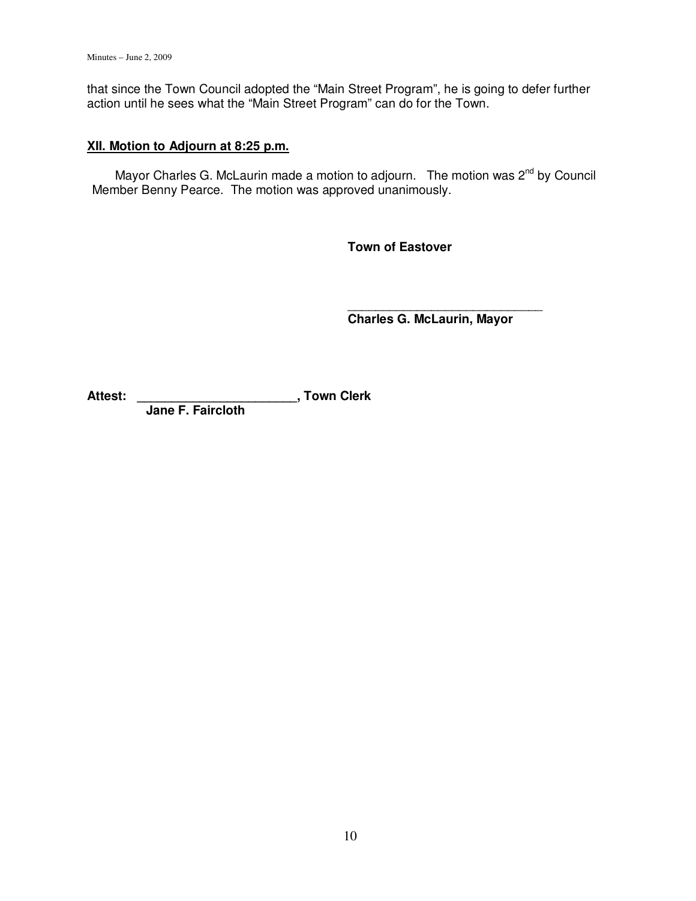that since the Town Council adopted the "Main Street Program", he is going to defer further action until he sees what the "Main Street Program" can do for the Town.

## XII. Motion to Adjourn at 8:25 p.m.

Mayor Charles G. McLaurin made a motion to adjourn. The motion was 2nd by Council Member Benny Pearce. The motion was approved unanimously.

**Town of Eastover**

______________________________
**Charles G. McLaurin, Mayor**

**Attest: _______________________, Town Clerk**
**Jane F. Faircloth**